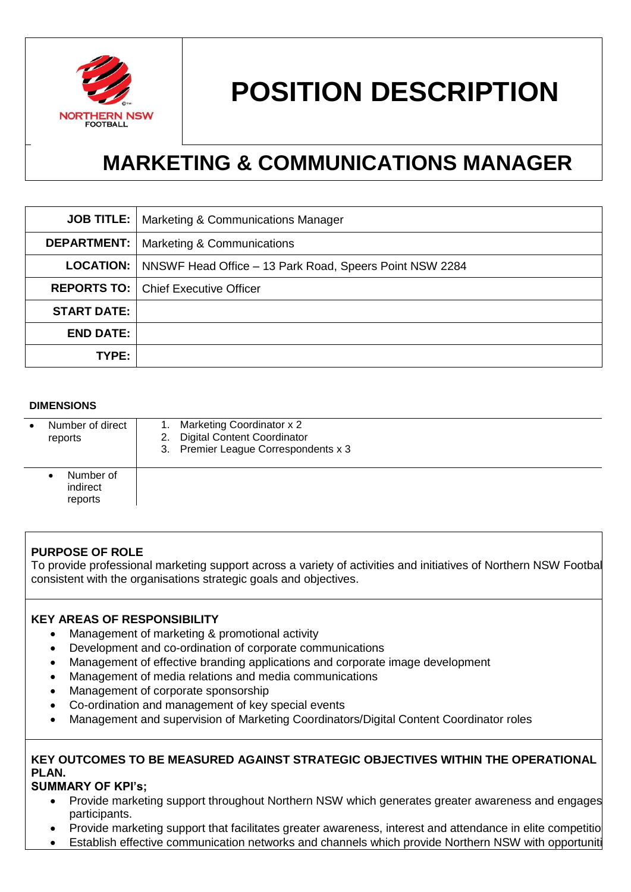NORTHERN NSW FOOTBALL

# POSITION DESCRIPTION

## MARKETING & COMMUNICATIONS MANAGER

| | |
|---|---|
| **JOB TITLE:** | Marketing & Communications Manager |
| **DEPARTMENT:** | Marketing & Communications |
| **LOCATION:** | NNSWF Head Office – 13 Park Road, Speers Point NSW 2284 |
| **REPORTS TO:** | Chief Executive Officer |
| **START DATE:** | |
| **END DATE:** | |
| **TYPE:** | |

**DIMENSIONS**

| | |
|---|---|
| • Number of direct reports | 1. Marketing Coordinator x 2<br>2. Digital Content Coordinator<br>3. Premier League Correspondents x 3 |
| • Number of indirect reports | |

**PURPOSE OF ROLE**

To provide professional marketing support across a variety of activities and initiatives of Northern NSW Footbal consistent with the organisations strategic goals and objectives.

**KEY AREAS OF RESPONSIBILITY**

- Management of marketing & promotional activity
- Development and co-ordination of corporate communications
- Management of effective branding applications and corporate image development
- Management of media relations and media communications
- Management of corporate sponsorship
- Co-ordination and management of key special events
- Management and supervision of Marketing Coordinators/Digital Content Coordinator roles

**KEY OUTCOMES TO BE MEASURED AGAINST STRATEGIC OBJECTIVES WITHIN THE OPERATIONAL PLAN.**

**SUMMARY OF KPI's;**

- Provide marketing support throughout Northern NSW which generates greater awareness and engages participants.
- Provide marketing support that facilitates greater awareness, interest and attendance in elite competitio
- Establish effective communication networks and channels which provide Northern NSW with opportuniti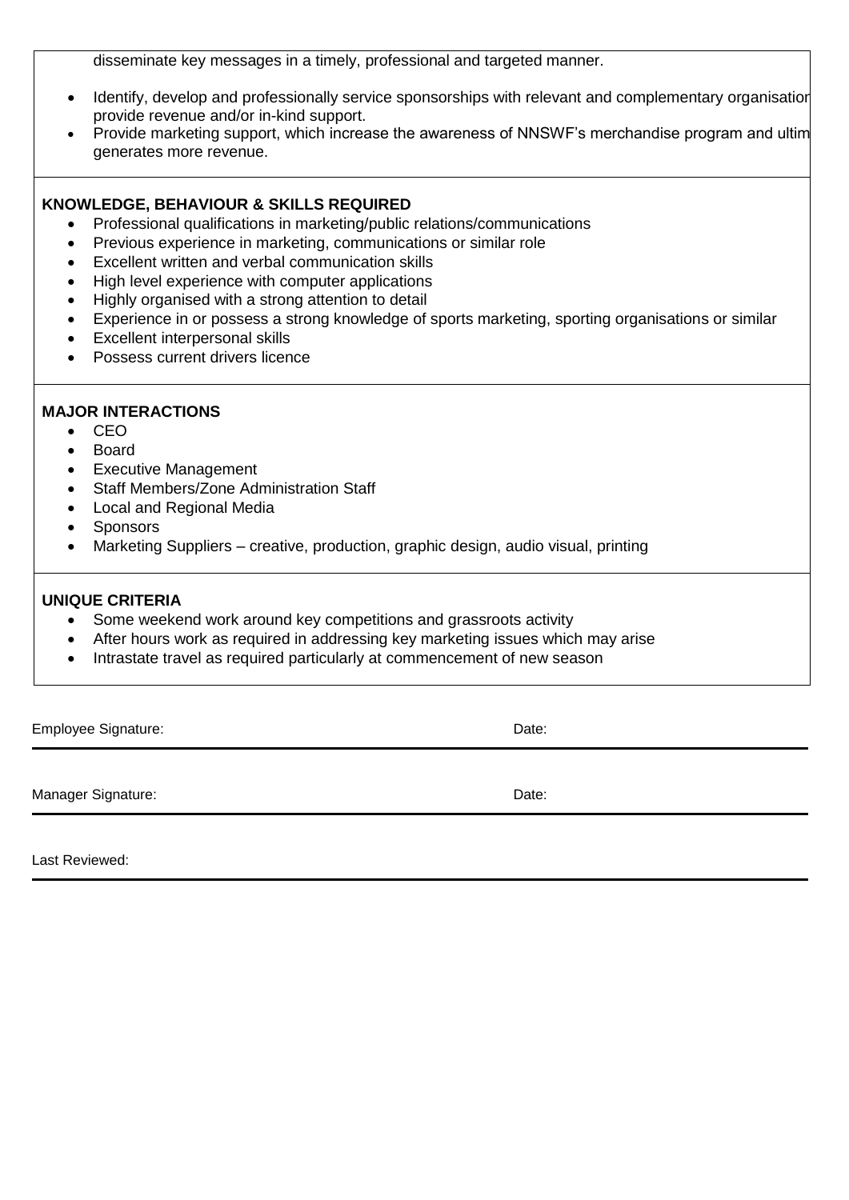disseminate key messages in a timely, professional and targeted manner.

- Identify, develop and professionally service sponsorships with relevant and complementary organisation provide revenue and/or in-kind support.
- Provide marketing support, which increase the awareness of NNSWF's merchandise program and ultim generates more revenue.

**KNOWLEDGE, BEHAVIOUR & SKILLS REQUIRED**

- Professional qualifications in marketing/public relations/communications
- Previous experience in marketing, communications or similar role
- Excellent written and verbal communication skills
- High level experience with computer applications
- Highly organised with a strong attention to detail
- Experience in or possess a strong knowledge of sports marketing, sporting organisations or similar
- Excellent interpersonal skills
- Possess current drivers licence

**MAJOR INTERACTIONS**

- CEO
- Board
- Executive Management
- Staff Members/Zone Administration Staff
- Local and Regional Media
- Sponsors
- Marketing Suppliers – creative, production, graphic design, audio visual, printing

**UNIQUE CRITERIA**

- Some weekend work around key competitions and grassroots activity
- After hours work as required in addressing key marketing issues which may arise
- Intrastate travel as required particularly at commencement of new season

Employee Signature: Date:

Manager Signature: Date:

Last Reviewed: